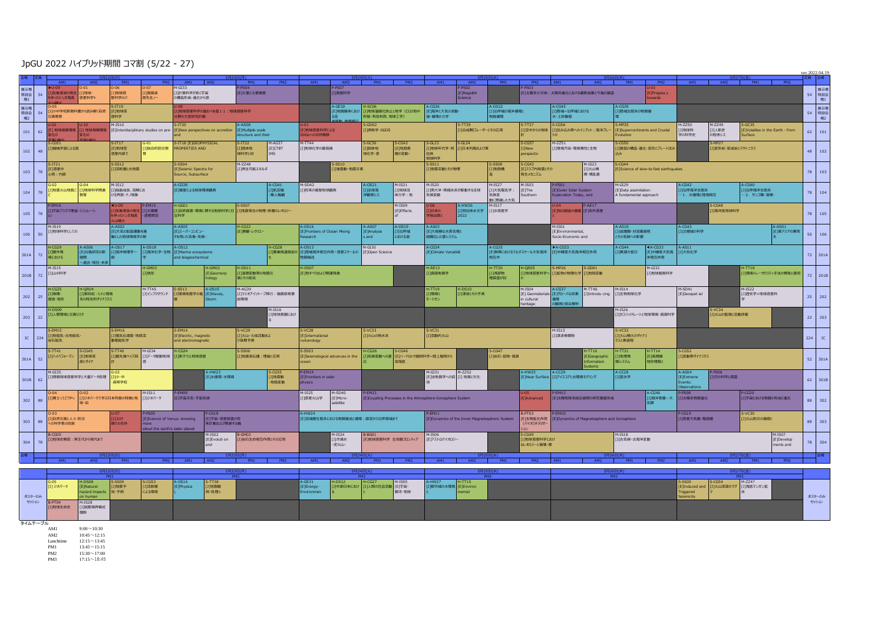# JpGU 2022 ハイブリッド期間 コマ割 (5/22 - 27)

ver.2022.04.19

## 5月22日(日)

| 会場 | 定員 | AM1 | AM2 | PM1 | PM2 |
|---|---|---|---|---|---|
| 展示場特設会場1 | 54 | ▶U-09 [J]気候変動の発生を伴ったトンガ海底火山噴火 | O-01 [J]地球・惑星科学トピ | O-06 [J]地球惑星科学がパ | O-07 [J]貴関達惑星生ノ |
| 展示場特設会場2 | 54 | O-05 [J]小中学校新教科書から読み解く自然災害教育 | | S-IT19 [E]地球深部科学 | |
| 101 | 62 | U-02 [E] 地球規模環境変化の | U-10 [J] 地球規模環境変化の | M-IS10 [E]Interdisciplinary studies on pre- | |
| 102 | 48 | S-CG51 [J]機械学習による固 | | S-IT17 [E]地球型惑星内部で | G-01 [J]総合的防災教育 |
| 103 | 78 | S-IT21 [E]惑星中心核：内部 | | S-SS12 [J]活断層と古地震 | |
| 104 | 78 | G-02 [J]地震火山地質と教育 | G-04 [J]地球科学関連教育 | M-IS12 [J]結晶成長、溶解における界面・ナノ現象 | |
| 105 | 78 | P-EM16 [J]宇宙プラズマ理論・シミュレーション | | ◀U-09 [J]気候変動の発生を伴ったトンガ海底火山噴火 | P-EM15 [J]太陽圏・惑星間空間 |
| 106 | 50 | M-IS19 [J]地球科学としての | | A-AS02 [E]大気の鉛直運動を陽に解像した地球環境モデルの新 | |
| 201A | 72 | H-CG29 [J]湿地・環境における | A-AS06 [E]台風研究の新展開～過去・現在・未来 | A-OS17 [J]海洋科学一般 | A-OS18 [J]海洋化学・生物 |
| 201B | 72 | M-IS15 [J]山の科学 | | | H-GM03 [J]地形 |
| 202 | 25 | H-CG25 [J]堆積・侵食・地形 | H-QR04 [J]第四紀：ヒトと環境系の時系列ダイナミクス | | M-TT45 [J]インフラサウンド |
| 203 | 22 | H-DS09 [J]人間環境と災害リスク | | | |
| IC | 224 | S-EM15 [J]地磁気・古地磁気・岩石磁気 | | S-EM16 [J]電気伝導度・地殻流体 | |
| 301A | 52 | S-TT41 [J]ハイパフォーマン | S-CG45 [J]地球深部ダイナミクス | S-TT40 [J]最先端ベイズ統計 | M-GI34 [J]データ駆動地球科学 |
| 301B | 62 | M-GI35 [J]情報地球惑星科学と大量データ処理 | | G-03 [J]小・中・高等学校 | |
| 302 | 88 | D-04 [J]集まってどやっ | O-02 [J]ジオパークで学ぶ日本列島の特徴と地形・自 | | M-IS11 [J]ジオパーク |
| 303 | 88 | O-03 [J]自然災害と人々・防災への科学者の役割 | | U-07 [J]コロナ禍での野外 | P-PS05 [E]Science of Venus: knowing more about the earth's sister planet |
| 304 | 78 | B-CG05 [J]地球史解読：冥王代から現代まで | | | |

## 5月23日(月)

| 会場 | 定員 | AM1 | AM2 | PM1 | PM2 |
|---|---|---|---|---|---|
| 展示場特設会場1 | 54 | M-GI33 [J]計算科学が拓く宇宙の構造形成・進化から惑 | | P-PS04 [E]火星と火星衛星 | |
| 展示場特設会場2 | 54 | U-08 [J]地球惑星科学の進むべき道１１：地球惑星科学分野の大型研究計画 | | | |
| 101 | 62 | S-IT20 [E]New perspectives on accretion and | | A-AS08 [E]Multiple scale structure and their | |
| 102 | 48 | S-IT18 [E]GEOPHYSICAL PROPERTIES AND | | S-IT22 [J]固体物理学と材料 | M-AG37 [E]CTBT IMS |
| 103 | 78 | S-SS04 [E]Seismic Spectra for Source, Subsurface | | M-ZZ48 [J]再生可能エネルギ | |
| 104 | 78 | A-CG38 [E]衛星による地球環境観測 | | | A-CG41 [J]航空機・無人機観 |
| 105 | 78 | H-GD01 [J]自然資源・環境に関する地球科学と社会科学 | | S-SS07 [J]地震発生の物理・断層のレオロジー | |
| 106 | 50 | A-AS05 [E]スーパーコンピュータを用いた気象・気候・ | | H-CG22 [E]開耕・レグリー | |
| 201A | 72 | A-OS12 [E]Marine ecosystems and biogeochemical | | | H-CG28 [J]農業環境規範の |
| 201B | 72 | | H-GM02 [E]Geomorphology | H-DS11 [J]湿潤変動帯の地質災害とその前兆 | |
| 202 | 25 | S-SS13 [J]環境地震学の進展 | A-OS15 [E]Waves, Storm | M-AG39 [J]ラジオアイソトープ移行：福島原発事故環 | |
| 203 | 22 | | | | M-IS16 [J]地球表層における |
| IC | 224 | S-EM14 [E]Electric, magnetic and electromagnetic | | S-VC29 [J]火山・火成活動および長期予測 | |
| 301A | 52 | H-CG24 [J]原子力と地球惑星 | | S-SS06 [J]地震波伝播：理論と応用 | |
| 301B | 62 | | | A-HW23 [J]水循環・水環境 | S-CG55 [J]地震動・地殻変動 |
| 302 | 88 | P-EM09 [E]宇宙天気・宇宙気候 | | | |
| 303 | 88 | | | P-CG18 [E]宇宙・惑星探査の将来計画および関連する機 | |
| 304 | 78 | | | M-IS02 [E]Evolution and | B-GM02 [J]岩石生命相互作用とその応用 |

## 5月24日(火)

| 会場 | 定員 | AM1 | AM2 | PM1 | PM2 |
|---|---|---|---|---|---|
| 展示場特設会場1 | 54 | | P-PS07 [J]惑星科学 | | |
| 展示場特設会場2 | 54 | | A-GE30 [E]地質媒体における流体移動、物質移行 | H-SC06 [J]地球温暖化防止と戦争（CO2地中貯留・有効利用、地球工学） | |
| 101 | 62 | U-01 [E]地球惑星科学によるSDGsへの共同貢献 | | S-GD02 [J]測地学・GGOS | |
| 102 | 48 | M-TT44 [J]地球化学の新骨格 | | S-GC36 [J]固体地球化学・惑 | S-CG42 [J]地球惑星の歪 |
| 103 | 78 | | S-SS10 [J]強震動・地震災害 | | |
| 104 | 78 | M-SD42 [J]将来の衛星地球観測 | | A-OS21 [J]全球海洋観測システム | M-IS21 [J]地球流体力学：地 |
| 105 | 78 | | | | M-IS09 [E]Effects of |
| 106 | 50 | A-OS16 [E]Frontiers of Ocean Mixing Research | | A-AS07 [E]Analyses and | A-OS19 [J]沿岸域における海 |
| 201A | 72 | A-OS13 [J]陸域海洋相互作用－惑星スケールの物質輸送 | | M-GI30 [E]Open Science | |
| 201B | 72 | H-DS07 [E]地すべりおよび関連現象 | | | |
| 202 | 25 | | | | |
| 203 | 22 | | | | |
| IC | 224 | S-VC28 [E]International volcanology | | S-VC33 [J]火山の熱水系 | |
| 301A | 52 | S-SS03 [E]Seismological advances in the ocean | | H-CG26 [J]気候変動への適応 | S-CG46 [E]ハードロック掘削科学～陸上掘削から深海底 |
| 301B | 62 | P-EM14 [E]Frontiers in solar physics | | | |
| 302 | 88 | M-IS25 [J]惑星火山学 | M-SD40 [E]Micro-satellite | P-EM13 [E]Coupling Processes in the Atmosphere-Ionosphere System | |
| 303 | 88 | A-HW24 [E]流域生態系における物質輸送と循環：源流から沿岸域まで | | | |
| 304 | 78 | | M-IS24 [J]冷湧水・泥火山 | B-BG01 [E]地球惑星科学 生命圏フロンティア | |

## 5月25日(水)

| 会場 | 定員 | AM1 | AM2 | PM1 | PM2 |
|---|---|---|---|---|---|
| 展示場特設会場1 | 54 | | P-PS02 [E]Regolith Science | P-PS03 [E]太陽系小天体：太陽系進化における最新成果と今後の展望 | |
| 展示場特設会場2 | 54 | A-CG36 [E]海洋と大気の波動・渦・循環の力学 | | A-OS22 [J]沿岸域の海洋循環と物質循環 | |
| 101 | 62 | | | S-TT39 [J]合成開口レーダーとその応用 | S-TT37 [J]空中からの地球計測 |
| 102 | 48 | S-GL23 [J]地球年代学・同位体地球科学 | S-GL24 [J]日本列島および東 | | S-CG57 [J]New perspectiv |
| 103 | 78 | S-SS11 [J]地震活動とその物理 | | S-SS08 [J]地殻変動 | S-CG43 [E]スラブ内地震とその発生メカニズム |
| 104 | 78 | M-IS20 [J]南大洋・南極氷床が駆動する全球気候変動 | | M-IS27 [J]大気電気学：気候変動に関連した大気 | M-IS03 [E]The Southern |
| 105 | 78 | U-06 [J]日本の学術出版と | A-HW26 [J]同位体水文学2022 | M-IS17 [J]水惑星学 | |
| 106 | 50 | A-AS03 [E]大規模な水蒸気場と組織化した雲システム | | | |
| 201A | 72 | A-CG34 [E]Climate Variabilit | | | A-CG35 [E]熱帯におけるマルチスケール大気海洋相互作用 |
| 201B | 72 | H-RE13 [J]資源地質学 | | H-TT20 [J]浅層物理探査分野 | H-QR05 [J]地球惑星科学へ |
| 202 | 25 | H-TT19 [J]環境リモートセン | H-DS10 [J]津波とその予測 | | M-IS04 [E]Geomaterials in cultural heritage |
| 203 | 22 | | | | |
| IC | 224 | S-VC31 [J]活動的火山 | | | |
| 301A | 52 | | | | S-CG47 [J]岩石・鉱物・資源 |
| 301B | 62 | M-GI31 [J]地球惑星科学への | M-ZZ52 [J]地質と文化 | | A-HW25 [E]Near Surface |
| 302 | 88 | | | | U-05 [E]Advanced |
| 303 | 88 | P-EM11 [E]Dynamics of the Inner Magnetospheric System | | | B-PT03 [E]生物鉱化作用（バイオミネラリゼーション） |
| 304 | 78 | M-IS06 [E]アストロバイオロジー | | | S-CG49 [J]地球惑星科学におけるレオロジーと破壊・摩 |

## 5月26日(木)

| 会場 | 定員 | AM1 | AM2 | PM1 | PM2 |
|---|---|---|---|---|---|
| 展示場特設会場1 | 54 | | | | U-03 [E]Progress towards |
| 展示場特設会場2 | 54 | A-CG45 [J]陸域・沿岸域における水・土砂動態 | | A-CG39 [J]陸域生態系の物質循環 | |
| 101 | 62 | S-CG56 [J]沈み込み帯へのインプット：海洋プレートの | | S-MP25 [E]Supercontinents and Crustal Evolution | |
| 102 | 48 | M-ZZ51 [J]環境汚染・環境毒性と生物 | | S-CG50 [J]島弧の構造・進化・変形とプレート沈み込み | |
| 103 | 78 | | M-IS23 [J]火山噴火・構造 | S-CG44 [E]Science of slow-to-fast earthquakes | |
| 104 | 78 | P-PS01 [E]Outer Solar System Exploration Today, and | | M-GI29 [E]Data assimilation: A fundamental approach | |
| 105 | 78 | U-04 [E]知の創造の価値 | P-AE17 [E]系外惑星 | | |
| 106 | 50 | M-IS01 [E]Environmental, Socio-Economic and | | A-AS10 [J]成層圏・対流圏過程とその気候への影響 | |
| 201A | 72 | ▶A-CG33 [J]中緯度大気海洋相互作用 | | A-CG44 [J]黒潮大蛇行 | ◀A-CG33 [J]中緯度大気海洋相互作用 |
| 201B | 72 | S-MP26 [J]鉱物の物理化学 | S-GD01 [J]地殻変動 | M-GI32 [J]地球掘削科学 | |
| 202 | 25 | A-CG37 [E]グローバル炭素循環の観測と統合解析 | M-TT46 [J]Introducing | M-IS14 [J]生物地球化学 | |
| 203 | 22 | | | M-IS26 [J]ガスハイドレートと地球環境・資源科学 | |
| IC | 224 | M-IS13 [J]津波堆積物 | | S-VC32 [J]火山噴火のダイナミクスと素過程 | |
| 301A | 52 | | H-TT16 [E]Geographic Information Systems | H-TT21 [J]地理情報システム | H-TT14 [J]高精細地形情報 |
| 301B | 62 | A-CC29 [J]アイスコアと古環境モデリング | | A-CC28 [J]雪氷学 | |
| 302 | 88 | P-EM12 [E]太陽地球系結合過程の研究基盤形成 | | | A-CG46 [J]海洋表層－大気境界 |
| 303 | 88 | P-EM10 [E]Dynamics of Magnetosphere and Ionosphere | | | |
| 304 | 78 | | | M-IS18 [J]古気候・古海洋変動 | |

## 5月27日(金)

| 会場 | 定員 | AM1 | AM2 | PM1 | PM2 |
|---|---|---|---|---|---|
| 展示場特設会場1 | 54 | | | | |
| 展示場特設会場2 | 54 | | | | |
| 101 | 62 | M-ZZ50 [J]地球科学の歴史 | M-ZZ49 [J]人新世の地球システ | S-GC35 [E]Volatiles in the Earth - from Surface | |
| 102 | 48 | | S-MP27 [J]変形岩・変成岩とテクトニクス | | |
| 103 | 78 | | | | |
| 104 | 78 | A-CG42 [J]沿岸海洋生態系－1．水循環と陸海相互 | | A-CG40 [J]沿岸海洋生態系－2．サンゴ礁・藻場 | |
| 105 | 78 | | S-CG48 [J]海洋底地球科学 | | |
| 106 | 50 | A-CG43 [J]北極域の科学 | | | A-AS01 [E]東アジアの異常天 |
| 201A | 72 | A-AS11 [J]大気化学 | | | |
| 201B | 72 | | | H-TT18 [J]環境トレーサビリティ手法の開発と適用 | |
| 202 | 25 | M-SD41 [E]Geospatial | | | M-IS22 [J]歴史学×地球惑星科学 |
| 203 | 22 | | S-VC34 [J]火山の監視と活動評価 | | |
| IC | 224 | | | | |
| 301A | 52 | S-CG52 [J]変動帯ダイナミクス | | | |
| 301B | 62 | A-AS04 [E]Extreme Events: Observations | P-PS06 [J]月の科学と探査 | | |
| 302 | 88 | P-PS08 [J]太陽系物質進化 | | P-CG20 [J]宇宙における物質の形成と進化 | |
| 303 | 88 | P-CG19 [J]惑星大気圏・電磁圏 | | S-VC30 [J]火山防災の基礎と | |
| 304 | 78 | | | | M-IS07 [E]Developments and |

## ポスターのみセッション (PM3)

| 日付 | セッション |
|---|---|
| 5月22日(日) | G-05 [J] ジオパーク; H-DS08 [E]Natural hazard impacts on human; S-SS09 [J]地震予知・予測; S-CG53 [J]活断層による環境; B-PT04 [J]地球生命史; M-IS28 [J]国際熱帯模式循環 |
| 5月23日(月) | A-OS14 [E]Physical; S-TT38 [J]地震観測・処理シ |
| 5月24日(火) | A-GE31 [E]Energy-Environmen; H-DS12 [J]中部日本における; H-CG27 [J]人間の社会活動と; M-IS05 [E]宇宙・銀河・地球 |
| 5月25日(水) | A-HW27 [J]都市域の水環境と; H-TT15 [E]Environmental |
| 5月26日(木) | |
| 5月27日(金) | S-SS05 [E]Induced and Triggered Seismicity; S-CG54 [J]火山深部のマグマ; M-ZZ47 [J]海底マンガン鉱床 |

## タイムテーブル

| | |
|---|---|
| AM1 | 9:00～10:30 |
| AM2 | 10:45～12:15 |
| Lunchtime | 12:15～13:45 |
| PM1 | 13:45～15:15 |
| PM2 | 15:30～17:00 |
| PM3 | 17:15～18:45 |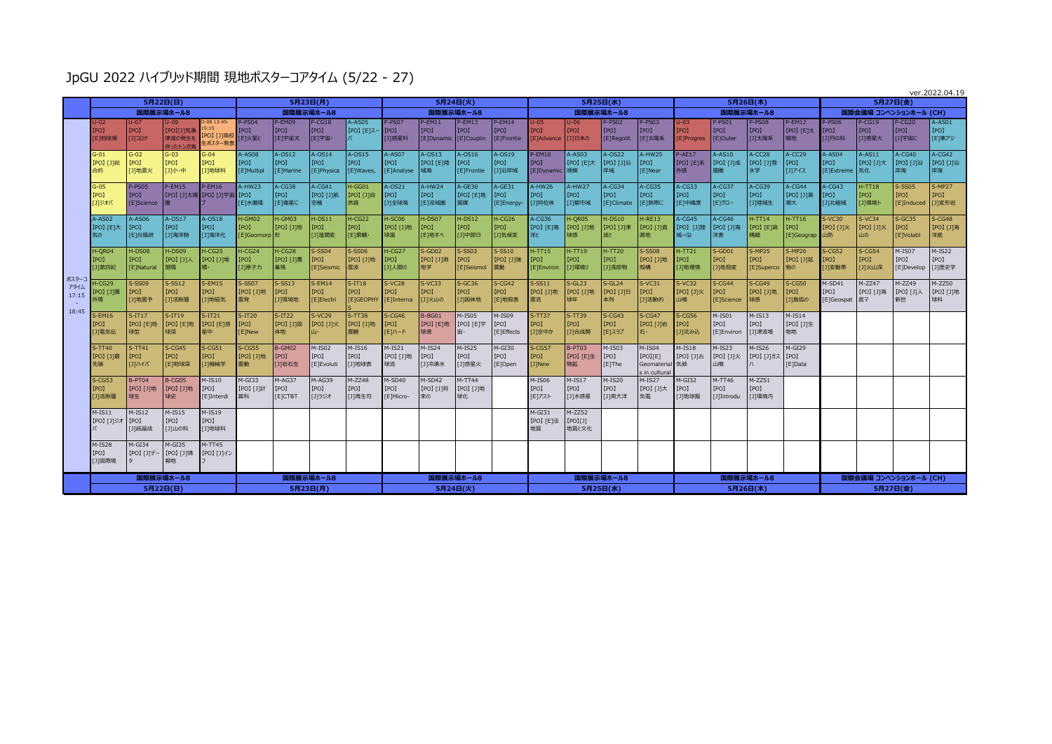# JpGU 2022 ハイブリッド期間 現地ポスターコアタイム (5/22 - 27)

ver.2022.04.19

| | 5月22日(日) | | | | 5月23日(月) | | | | 5月24日(火) | | | | 5月25日(水) | | | | 5月26日(木) | | | | 5月27日(金) | | | |
|---|---|---|---|---|---|---|---|---|---|---|---|---|---|---|---|---|---|---|---|---|---|---|---|---|
| | 国際展示場ホール8 | | | | 国際展示場ホール8 | | | | 国際展示場ホール8 | | | | 国際展示場ホール8 | | | | 国際展示場ホール8 | | | | 国際会議場 コンベンションホール (CH) | | | |
| ポスターコアタイム 17:15 - 18:45 | U-02 [PO] [E]地球規 | U-07 [PO] [J]コロナ | U-09 [PO][J]気象津波の発生を伴ったトンガ海 | O-08 13:45-15:15 [PO] [J]高校生ポスター発表 | P-PS04 [PO] [E]火星と | P-EM09 [PO] [E]宇宙天 | P-CG18 [PO] [E]宇宙・ | A-AS05 [PO] [E]スーパ | P-PS07 [PO] [J]惑星科 | P-EM11 [PO] [E]Dynamic | P-EM13 [PO] [E]Couplin | P-EM14 [PO] [E]Frontie | U-05 [PO] [E]Advance | U-06 [PO] [J]日本の | P-PS02 [PO] [E]Regolit | P-PS03 [PO] [E]太陽系 | U-03 [PO] [E]Progres | P-PS01 [PO] [E]Outer | P-PS08 [PO] [J]太陽系 | P-EM12 [PO] [E]太陽地 | P-PS06 [PO] [J]月の科 | P-CG19 [PO] [J]惑星大 | P-CG20 [PO] [J]宇宙に | A-AS01 [PO] [E]東アジ |
| | G-01 [PO] [J]総合的 | G-02 [PO] [J]地震火 | G-03 [PO] [J]小・中 | G-04 [PO] [J]地球科 | A-AS08 [PO] [E]Multipl | A-OS12 [PO] [E]Marine | A-OS14 [PO] [E]Physica | A-OS15 [PO] [E]Waves, | A-AS07 [PO] [E]Analyse | A-OS13 [PO] [E]陸域海 | A-OS16 [PO] [E]Frontie | A-OS19 [PO] [J]沿岸域 | P-EM10 [PO] [E]Dynamic | A-AS03 [PO] [E]大規模 | A-OS22 [PO] [J]沿岸域 | A-HW25 [PO] [E]Near | P-AE17 [PO] [E]系外惑 | A-AS10 [PO] [J]成層圏 | A-CC28 [PO] [J]雪氷学 | A-CC29 [PO] [J]アイス | A-AS04 [PO] [E]Extreme | A-AS11 [PO] [J]大気化 | A-CG40 [PO] [J]沿岸海 | A-CG42 [PO] [J]沿岸海 |
| | G-05 [PO] [J]ジオパ | P-PS05 [PO] [E]Science | P-EM15 [PO] [J]太陽圏 | P-EM16 [PO] [J]宇宙プ | A-HW23 [PO] [E]水循環 | A-CG38 [PO] [E]衛星に | A-CG41 [PO] [J]航空機 | H-GG01 [PO] [J]自然資 | A-OS21 [PO] [J]全球海 | A-HW24 [PO] [E]流域圏 | A-GE30 [PO] [E]地質媒 | A-GE31 [PO] [E]Energy- | A-HW26 [PO] [J]同位体 | A-HW27 [PO] [J]都市域 | A-CG34 [PO] [E]Climate | A-CG35 [PO] [E]熱帯に | A-CG33 [PO] [E]中緯度 | A-CG37 [PO] [E]グロー | A-CG39 [PO] [J]陸域生 | A-CG44 [PO] [J]黒潮大 | A-CG43 [PO] [J]北極域 | H-TT18 [PO] [J]環境ト | S-SS05 [PO] [E]Induced | S-MP27 [PO] [J]変形岩 |
| | A-AS02 [PO] [E]大気の | A-AS06 [PO] [E]台風研 | A-OS17 [PO] [J]海洋物 | A-OS18 [PO] [J]海洋化 | H-GM02 [PO] [E]Geomorp | H-GM03 [PO] [J]地形 | H-DS11 [PO] [J]湿潤変 | H-CG22 [PO] [E]景観・ | H-SC06 [PO] [J]地球温 | H-DS07 [PO] [E]地すべ | H-DS12 [PO] [J]中部日 | H-CG26 [PO] [J]気候変 | A-CG36 [PO] [E]海洋と | H-QR05 [PO] [J]地球惑 | H-DS10 [PO] [J]津波と | H-RE13 [PO] [J]資源地 | A-CG45 [PO] [J]陸域~沿 | A-CG46 [PO] [J]海洋表 | H-TT14 [PO] [E]高精細 | H-TT16 [PO] [E]Geograp | S-VC30 [PO] [J]火山防 | S-VC34 [PO] [J]火山の | S-GC35 [PO] [E]Volatil | S-CG48 [PO] [J]海洋底 |
| | H-QR04 [PO] [J]第四紀 | H-DS08 [PO] [E]Natural | H-DS09 [PO] [J]人間圏 | H-CG25 [PO] [J]堆積・ | H-CG24 [PO] [J]原子力 | H-CG28 [PO] [J]農業残 | S-SS04 [PO] [E]Seismic | S-SS06 [PO] [J]地震波 | H-CG27 [PO] [J]人間の | S-GD02 [PO] [J]測地学 | S-SS03 [PO] [E]Seismol | S-SS10 [PO] [J]強震動 | H-TT15 [PO] [E]Environ | H-TT19 [PO] [J]環境リ | H-TT20 [PO] [J]浅部物 | S-SS08 [PO] [J]地殻構 | H-TT21 [PO] [J]地理情 | S-GD01 [PO] [J]地殻変 | S-MP25 [PO] [E]Superco | S-MP26 [PO] [J]鉱物の | S-CG52 [PO] [J]変動帯 | S-CG54 [PO] [J]火山深 | M-IS07 [PO] [E]Develop | M-IS22 [PO] [J]歴史学 |
| | H-CG29 [PO] [J]圏外環 | S-SS09 [PO] [J]地震予 | S-SS12 [PO] [J]活断層 | S-EM15 [PO] [J]地磁気 | S-SS07 [PO] [J]地震発 | S-SS13 [PO] [J]環境地 | S-EM14 [PO] [E]Electri | S-IT18 [PO] [E]GEOPHYS | S-VC28 [PO] [E]Interna | S-VC33 [PO] [J]火山の | S-GC36 [PO] [J]固体地 | S-CG42 [PO] [E]地殻表 | S-SS11 [PO] [J]地震活 | S-GL23 [PO] [J]地球年 | S-GL24 [PO] [J]日本列 | S-VC31 [PO] [J]活動的 | S-VC32 [PO] [J]火山噴 | S-CG44 [PO] [E]Science | S-CG49 [PO] [J]地球惑 | S-CG50 [PO] [J]島弧の | M-SD41 [PO] [E]Geospat | M-ZZ47 [PO] [J]海底マ | M-ZZ49 [PO] [J]人新世 | M-ZZ50 [PO] [J]地球科 |
| | S-EM16 [PO] [J]電気伝 | S-IT17 [PO] [E]地球型 | S-IT19 [PO] [E]地球深 | S-IT21 [PO] [E]惑星中 | S-IT20 [PO] [E]New | S-IT22 [PO] [J]固体地 | S-VC29 [PO] [J]火山・ | S-TT38 [PO] [J]地震観 | S-CG46 [PO] [E]ハード | B-BG01 [PO] [E]地球惑 | M-IS05 [PO] [E]宇宙・ | M-IS09 [PO] [E]Effects | S-TT37 [PO] [J]空中か | S-TT39 [PO] [J]合成開 | S-CG43 [PO] [E]スラブ | S-CG47 [PO] [J]岩石・ | S-CG56 [PO] [J]沈み込 | M-IS01 [PO] [E]Environ | M-IS13 [PO] [J]津波堆 | M-IS14 [PO] [J]生物地 | | | | |
| | S-TT40 [PO] [J]最先端 | S-TT41 [PO] [J]ハイパ | S-CG45 [PO] [E]地球深 | S-CG51 [PO] [J]機械学 | S-CG55 [PO] [J]地震動 | B-GM02 [PO] [J]岩石生 | M-IS02 [PO] [E]Evoluti | M-IS16 [PO] [J]地球表 | M-IS21 [PO] [J]地球流 | M-IS24 [PO] [J]冷湧水 | M-IS25 [PO] [J]惑星火 | M-GI30 [PO] [E]Open | S-CG57 [PO] [J]New | B-PT03 [PO] [E]生物鉱 | M-IS03 [PO] [E]The | M-IS04 [PO][E] Geomaterials in cultural | M-IS18 [PO] [J]古気候 | M-IS23 [PO] [J]火山噴 | M-IS26 [PO] [J]ガスハ | M-GI29 [PO] [E]Data | | | | |
| | S-CG53 [PO] [J]活断層 | B-PT04 [PO] [J]地球生 | B-CG05 [PO] [J]地球史 | M-IS10 [PO] [E]Interdi | M-GI33 [PO] [J]計算科 | M-AG37 [PO] [E]CTBT | M-AG39 [PO] [J]ラジオ | M-ZZ48 [PO] [J]再生可 | M-SD40 [PO] [E]Micro- | M-SD42 [PO] [J]将来の | M-TT44 [PO] [J]地球化 | | M-IS06 [PO] [E]アスト | M-IS17 [PO] [J]水惑星 | M-IS20 [PO] [J]南大洋 | M-IS27 [PO] [J]大気電 | M-GI32 [PO] [J]地球掘 | M-TT46 [PO] [J]Introdu | M-ZZ51 [PO] [J]環境汚 | | | | | |
| | M-IS11 [PO] [J]ジオパ | M-IS12 [PO] [J]結晶成 | M-IS15 [PO] [J]山の科 | M-IS19 [PO] [J]地球科 | | | | | | | | | M-GI31 [PO] [E]法地質 | M-ZZ52 [PO][J] 地質と文化 | | | | | | | | | | |
| | M-IS28 [PO] [J]国際珊 | M-GI34 [PO] [J]データ | M-GI35 [PO] [J]情報地 | M-TT45 [PO] [J]インフ | | | | | | | | | | | | | | | | | | | | |
| | 国際展示場ホール8 | | | | 国際展示場ホール8 | | | | 国際展示場ホール8 | | | | 国際展示場ホール8 | | | | 国際展示場ホール8 | | | | 国際会議場 コンベンションホール (CH) | | | |
| | 5月22日(日) | | | | 5月23日(月) | | | | 5月24日(火) | | | | 5月25日(水) | | | | 5月26日(木) | | | | 5月27日(金) | | | |